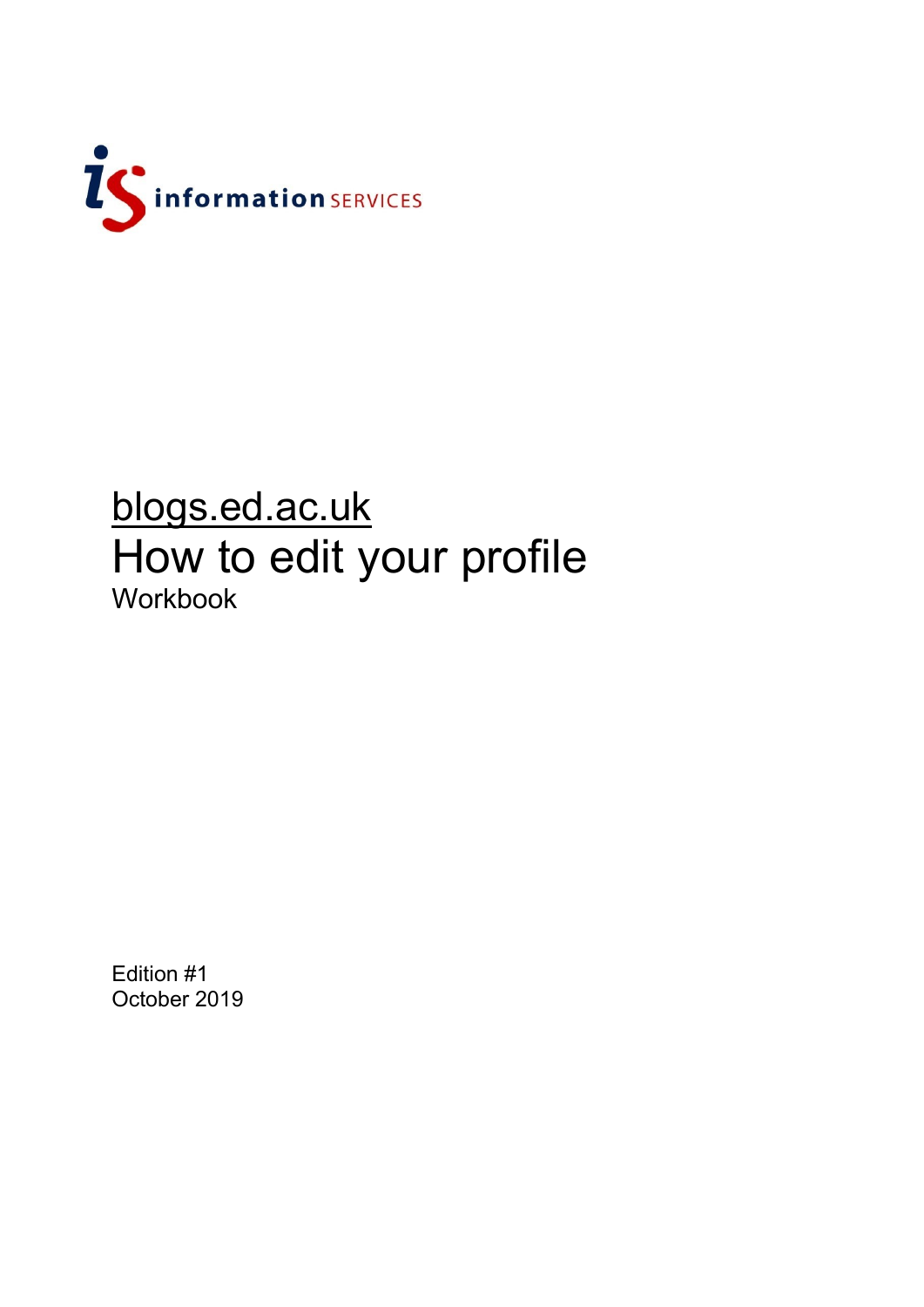information SERVICES

# blogs.ed.ac.uk

# How to edit your profile

Workbook

Edition #1
October 2019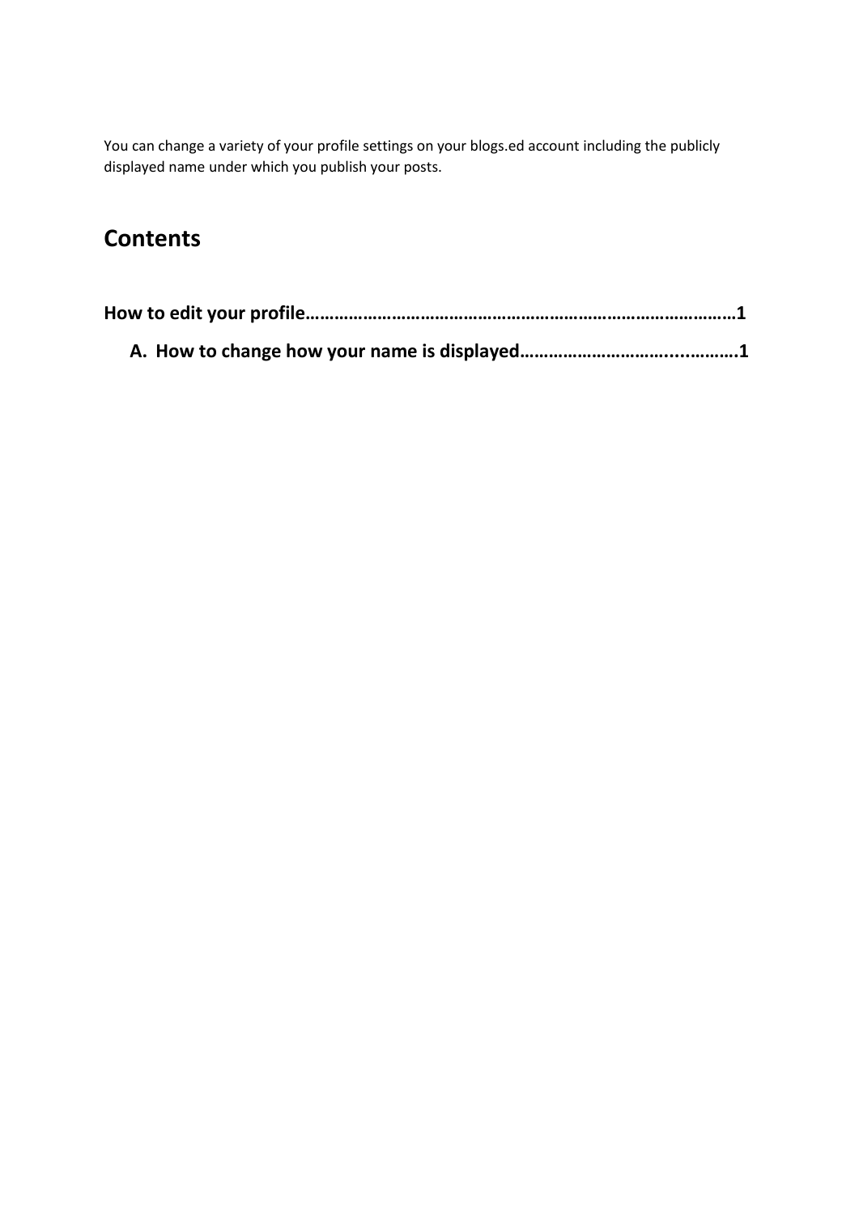You can change a variety of your profile settings on your blogs.ed account including the publicly displayed name under which you publish your posts.

## Contents

**How to edit your profile……………………………………………………………………………1**

**A. How to change how your name is displayed………………………….………..1**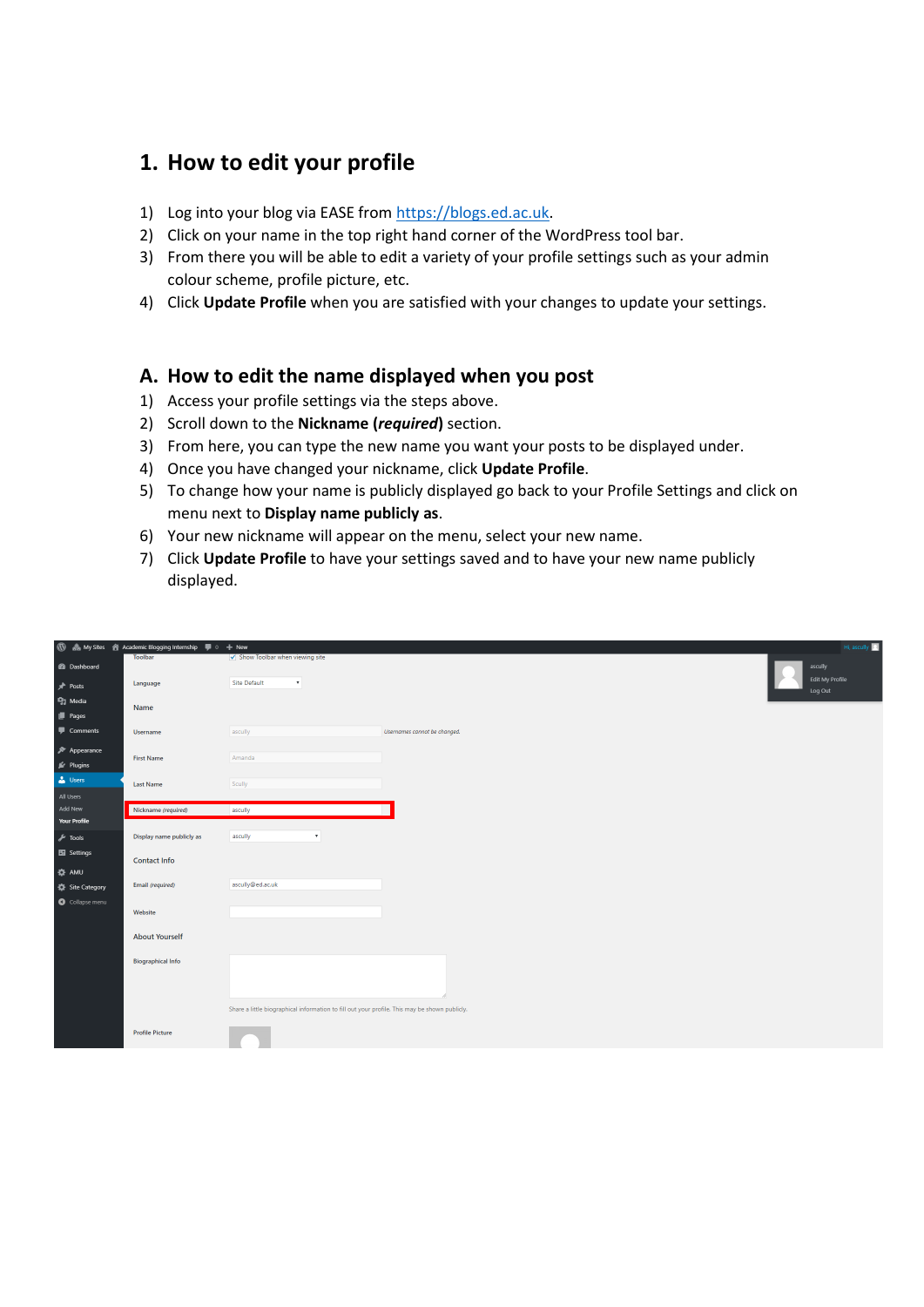## 1. How to edit your profile

1) Log into your blog via EASE from https://blogs.ed.ac.uk.
2) Click on your name in the top right hand corner of the WordPress tool bar.
3) From there you will be able to edit a variety of your profile settings such as your admin colour scheme, profile picture, etc.
4) Click **Update Profile** when you are satisfied with your changes to update your settings.

## A. How to edit the name displayed when you post

1) Access your profile settings via the steps above.
2) Scroll down to the **Nickname (*required*)** section.
3) From here, you can type the new name you want your posts to be displayed under.
4) Once you have changed your nickname, click **Update Profile**.
5) To change how your name is publicly displayed go back to your Profile Settings and click on menu next to **Display name publicly as**.
6) Your new nickname will appear on the menu, select your new name.
7) Click **Update Profile** to have your settings saved and to have your new name publicly displayed.